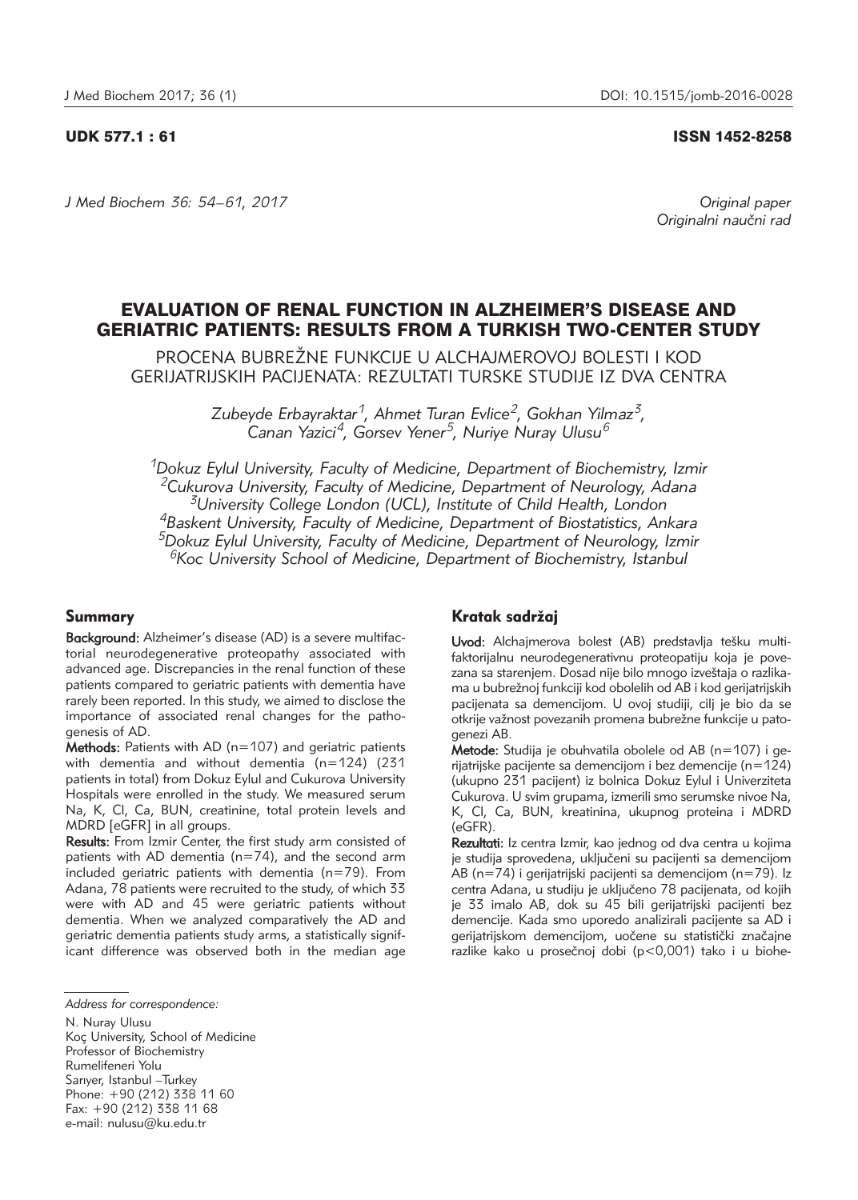UDK 577.1 : 61

ISSN 1452-8258

*J Med Biochem 36: 54–61, 2017*

*Original paper*
*Originalni naučni rad*

# EVALUATION OF RENAL FUNCTION IN ALZHEIMER'S DISEASE AND GERIATRIC PATIENTS: RESULTS FROM A TURKISH TWO-CENTER STUDY

PROCENA BUBREŽNE FUNKCIJE U ALCHAJMEROVOJ BOLESTI I KOD GERIJATRIJSKIH PACIJENATA: REZULTATI TURSKE STUDIJE IZ DVA CENTRA

*Zubeyde Erbayraktar[1], Ahmet Turan Evlice[2], Gokhan Yilmaz[3], Canan Yazici[4], Gorsev Yener[5], Nuriye Nuray Ulusu[6]*

*[1]Dokuz Eylul University, Faculty of Medicine, Department of Biochemistry, Izmir*
*[2]Cukurova University, Faculty of Medicine, Department of Neurology, Adana*
*[3]University College London (UCL), Institute of Child Health, London*
*[4]Baskent University, Faculty of Medicine, Department of Biostatistics, Ankara*
*[5]Dokuz Eylul University, Faculty of Medicine, Department of Neurology, Izmir*
*[6]Koc University School of Medicine, Department of Biochemistry, Istanbul*

## Summary

**Background:** Alzheimer's disease (AD) is a severe multifactorial neurodegenerative proteopathy associated with advanced age. Discrepancies in the renal function of these patients compared to geriatric patients with dementia have rarely been reported. In this study, we aimed to disclose the importance of associated renal changes for the pathogenesis of AD.

**Methods:** Patients with AD (n=107) and geriatric patients with dementia and without dementia (n=124) (231 patients in total) from Dokuz Eylul and Cukurova University Hospitals were enrolled in the study. We measured serum Na, K, Cl, Ca, BUN, creatinine, total protein levels and MDRD [eGFR] in all groups.

**Results:** From Izmir Center, the first study arm consisted of patients with AD dementia (n=74), and the second arm included geriatric patients with dementia (n=79). From Adana, 78 patients were recruited to the study, of which 33 were with AD and 45 were geriatric patients without dementia. When we analyzed comparatively the AD and geriatric dementia patients study arms, a statistically significant difference was observed both in the median age

## Kratak sadržaj

**Uvod:** Alchajmerova bolest (AB) predstavlja tešku multifaktorijalnu neurodegenerativnu proteopatiju koja je povezana sa starenjem. Dosad nije bilo mnogo izveštaja o razlikama u bubrežnoj funkciji kod obolelih od AB i kod gerijatrijskih pacijenata sa demencijom. U ovoj studiji, cilj je bio da se otkrije važnost povezanih promena bubrežne funkcije u patogenezi AB.

**Metode:** Studija je obuhvatila obolele od AB (n=107) i gerijatrijske pacijente sa demencijom i bez demencije (n=124) (ukupno 231 pacijent) iz bolnica Dokuz Eylul i Univerziteta Cukurova. U svim grupama, izmerili smo serumske nivoe Na, K, Cl, Ca, BUN, kreatinina, ukupnog proteina i MDRD (eGFR).

**Rezultati:** Iz centra Izmir, kao jednog od dva centra u kojima je studija sprovedena, uključeni su pacijenti sa demencijom AB (n=74) i gerijatrijski pacijenti sa demencijom (n=79). Iz centra Adana, u studiju je uključeno 78 pacijenata, od kojih je 33 imalo AB, dok su 45 bili gerijatrijski pacijenti bez demencije. Kada smo uporedo analizirali pacijente sa AD i gerijatrijskom demencijom, uočene su statistički značajne razlike kako u prosečnoj dobi (p<0,001) tako i u biohe-

*Address for correspondence:*

N. Nuray Ulusu
Koç University, School of Medicine
Professor of Biochemistry
Rumelifeneri Yolu
Sarıyer, Istanbul –Turkey
Phone: +90 (212) 338 11 60
Fax: +90 (212) 338 11 68
e-mail: nulusu@ku.edu.tr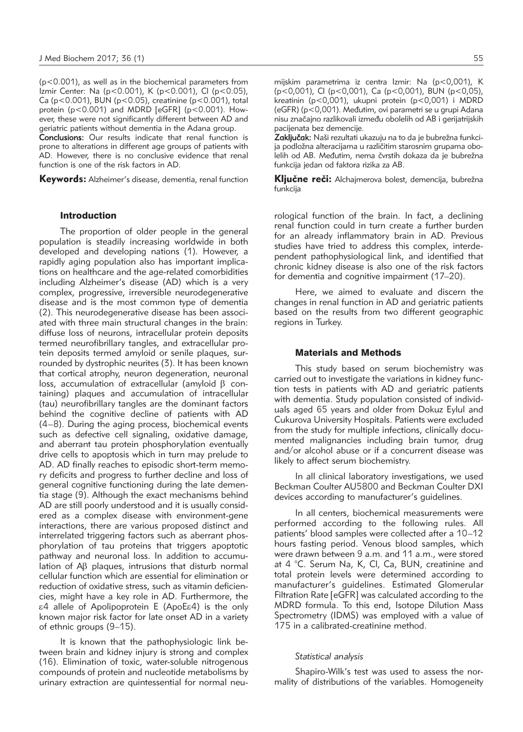(p<0.001), as well as in the biochemical parameters from Izmir Center: Na (p<0.001), K (p<0.001), Cl (p<0.05), Ca (p<0.001), BUN (p<0.05), creatinine (p<0.001), total protein (p<0.001) and MDRD [eGFR] (p<0.001). However, these were not significantly different between AD and geriatric patients without dementia in the Adana group.

**Conclusions:** Our results indicate that renal function is prone to alterations in different age groups of patients with AD. However, there is no conclusive evidence that renal function is one of the risk factors in AD.

**Keywords:** Alzheimer's disease, dementia, renal function

mijskim parametrima iz centra Izmir: Na (p<0,001), K (p<0,001), Cl (p<0,001), Ca (p<0,001), BUN (p<0,05), kreatinin (p<0,001), ukupni protein (p<0,001) i MDRD (eGFR) (p<0,001). Međutim, ovi parametri se u grupi Adana nisu značajno razlikovali između obolelih od AB i gerijatrijskih pacijenata bez demencije.

**Zaključak:** Naši rezultati ukazuju na to da je bubrežna funkcija podložna alteracijama u različitim starosnim grupama obolelih od AB. Međutim, nema čvrstih dokaza da je bubrežna funkcija jedan od faktora rizika za AB.

**Ključne reči:** Alchajmerova bolest, demencija, bubrežna funkcija

## Introduction

The proportion of older people in the general population is steadily increasing worldwide in both developed and developing nations (1). However, a rapidly aging population also has important implications on healthcare and the age-related comorbidities including Alzheimer's disease (AD) which is a very complex, progressive, irreversible neurodegenerative disease and is the most common type of dementia (2). This neurodegenerative disease has been associated with three main structural changes in the brain: diffuse loss of neurons, intracellular protein deposits termed neurofibrillary tangles, and extracellular protein deposits termed amyloid or senile plaques, surrounded by dystrophic neurites (3). It has been known that cortical atrophy, neuron degeneration, neuronal loss, accumulation of extracellular (amyloid β containing) plaques and accumulation of intracellular (tau) neurofibrillary tangles are the dominant factors behind the cognitive decline of patients with AD (4–8). During the aging process, biochemical events such as defective cell signaling, oxidative damage, and aberrant tau protein phosphorylation eventually drive cells to apoptosis which in turn may prelude to AD. AD finally reaches to episodic short-term memory deficits and progress to further decline and loss of general cognitive functioning during the late dementia stage (9). Although the exact mechanisms behind AD are still poorly understood and it is usually considered as a complex disease with environment-gene interactions, there are various proposed distinct and interrelated triggering factors such as aberrant phosphorylation of tau proteins that triggers apoptotic pathway and neuronal loss. In addition to accumulation of Aβ plaques, intrusions that disturb normal cellular function which are essential for elimination or reduction of oxidative stress, such as vitamin deficiencies, might have a key role in AD. Furthermore, the ε4 allele of Apolipoprotein E (ApoEε4) is the only known major risk factor for late onset AD in a variety of ethnic groups (9–15).

It is known that the pathophysiologic link between brain and kidney injury is strong and complex (16). Elimination of toxic, water-soluble nitrogenous compounds of protein and nucleotide metabolisms by urinary extraction are quintessential for normal neurological function of the brain. In fact, a declining renal function could in turn create a further burden for an already inflammatory brain in AD. Previous studies have tried to address this complex, interdependent pathophysiological link, and identified that chronic kidney disease is also one of the risk factors for dementia and cognitive impairment (17–20).

Here, we aimed to evaluate and discern the changes in renal function in AD and geriatric patients based on the results from two different geographic regions in Turkey.

## Materials and Methods

This study based on serum biochemistry was carried out to investigate the variations in kidney function tests in patients with AD and geriatric patients with dementia. Study population consisted of individuals aged 65 years and older from Dokuz Eylul and Cukurova University Hospitals. Patients were excluded from the study for multiple infections, clinically documented malignancies including brain tumor, drug and/or alcohol abuse or if a concurrent disease was likely to affect serum biochemistry.

In all clinical laboratory investigations, we used Beckman Coulter AU5800 and Beckman Coulter DXI devices according to manufacturer's guidelines.

In all centers, biochemical measurements were performed according to the following rules. All patients' blood samples were collected after a 10–12 hours fasting period. Venous blood samples, which were drawn between 9 a.m. and 11 a.m., were stored at 4 °C. Serum Na, K, Cl, Ca, BUN, creatinine and total protein levels were determined according to manufacturer's guidelines. Estimated Glomerular Filtration Rate [eGFR] was calculated according to the MDRD formula. To this end, Isotope Dilution Mass Spectrometry (IDMS) was employed with a value of 175 in a calibrated-creatinine method.

### *Statistical analysis*

Shapiro-Wilk's test was used to assess the normality of distributions of the variables. Homogeneity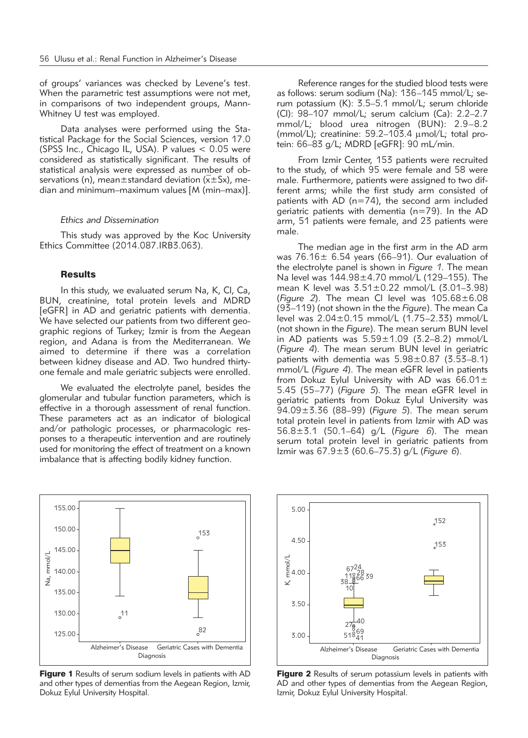of groups' variances was checked by Levene's test. When the parametric test assumptions were not met, in comparisons of two independent groups, Mann-Whitney U test was employed.

Data analyses were performed using the Statistical Package for the Social Sciences, version 17.0 (SPSS Inc., Chicago IL, USA). P values < 0.05 were considered as statistically significant. The results of statistical analysis were expressed as number of observations (n), mean±standard deviation ($\bar{x}\pm Sx$), median and minimum–maximum values [M (min–max)].

### *Ethics and Dissemination*

This study was approved by the Koc University Ethics Committee (2014.087.IRB3.063).

## Results

In this study, we evaluated serum Na, K, Cl, Ca, BUN, creatinine, total protein levels and MDRD [eGFR] in AD and geriatric patients with dementia. We have selected our patients from two different geographic regions of Turkey; Izmir is from the Aegean region, and Adana is from the Mediterranean. We aimed to determine if there was a correlation between kidney disease and AD. Two hundred thirty-one female and male geriatric subjects were enrolled.

We evaluated the electrolyte panel, besides the glomerular and tubular function parameters, which is effective in a thorough assessment of renal function. These parameters act as an indicator of biological and/or pathologic processes, or pharmacologic responses to a therapeutic intervention and are routinely used for monitoring the effect of treatment on a known imbalance that is affecting bodily kidney function.

Reference ranges for the studied blood tests were as follows: serum sodium (Na): 136–145 mmol/L; serum potassium (K): 3.5–5.1 mmol/L; serum chloride (Cl): 98–107 mmol/L; serum calcium (Ca): 2.2–2.7 mmol/L; blood urea nitrogen (BUN): 2.9–8.2 (mmol/L); creatinine: 59.2–103.4 μmol/L; total protein: 66–83 g/L; MDRD [eGFR]: 90 mL/min.

From Izmir Center, 153 patients were recruited to the study, of which 95 were female and 58 were male. Furthermore, patients were assigned to two different arms; while the first study arm consisted of patients with AD (n=74), the second arm included geriatric patients with dementia (n=79). In the AD arm, 51 patients were female, and 23 patients were male.

The median age in the first arm in the AD arm was 76.16± 6.54 years (66–91). Our evaluation of the electrolyte panel is shown in *Figure 1*. The mean Na level was 144.98±4.70 mmol/L (129–155). The mean K level was 3.51±0.22 mmol/L (3.01–3.98) (*Figure 2*). The mean Cl level was 105.68±6.08 (93–119) (not shown in the the *Figure*). The mean Ca level was 2.04±0.15 mmol/L (1.75–2.33) mmol/L (not shown in the *Figure*). The mean serum BUN level in AD patients was 5.59±1.09 (3.2–8.2) mmol/L (*Figure 4*). The mean serum BUN level in geriatric patients with dementia was 5.98±0.87 (3.53–8.1) mmol/L (*Figure 4*). The mean eGFR level in patients from Dokuz Eylul University with AD was 66.01± 5.45 (55–77) (*Figure 5*). The mean eGFR level in geriatric patients from Dokuz Eylul University was 94.09±3.36 (88–99) (*Figure 5*). The mean serum total protein level in patients from Izmir with AD was 56.8±3.1 (50.1–64) g/L (*Figure 6*). The mean serum total protein level in geriatric patients from Izmir was 67.9±3 (60.6–75.3) g/L (*Figure 6*).

**Figure 1** Results of serum sodium levels in patients with AD and other types of dementias from the Aegean Region, Izmir, Dokuz Eylul University Hospital.

**Figure 2** Results of serum potassium levels in patients with AD and other types of dementias from the Aegean Region, Izmir, Dokuz Eylul University Hospital.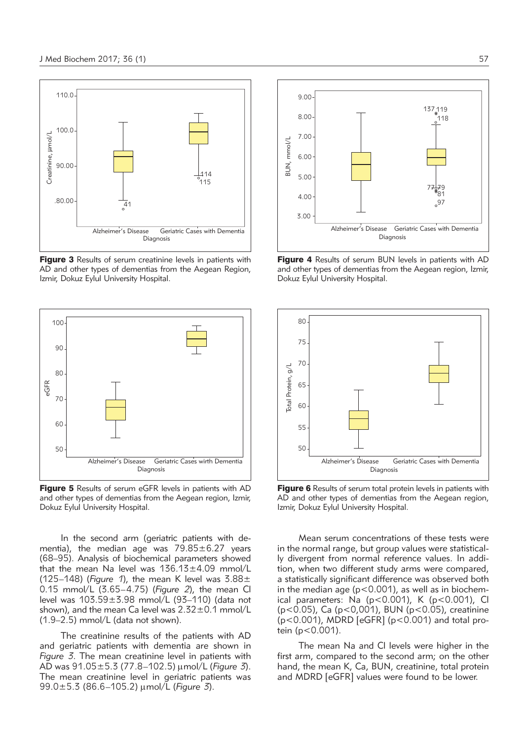Figure 3 Results of serum creatinine levels in patients with AD and other types of dementias from the Aegean Region, Izmir, Dokuz Eylul University Hospital.

Figure 4 Results of serum BUN levels in patients with AD and other types of dementias from the Aegean region, Izmir, Dokuz Eylul University Hospital.

Figure 5 Results of serum eGFR levels in patients with AD and other types of dementias from the Aegean region, Izmir, Dokuz Eylul University Hospital.

Figure 6 Results of serum total protein levels in patients with AD and other types of dementias from the Aegean region, Izmir, Dokuz Eylul University Hospital.

In the second arm (geriatric patients with dementia), the median age was 79.85±6.27 years (68–95). Analysis of biochemical parameters showed that the mean Na level was 136.13±4.09 mmol/L (125–148) (*Figure 1*), the mean K level was 3.88±0.15 mmol/L (3.65–4.75) (*Figure 2*), the mean Cl level was 103.59±3.98 mmol/L (93–110) (data not shown), and the mean Ca level was 2.32±0.1 mmol/L (1.9–2.5) mmol/L (data not shown).

The creatinine results of the patients with AD and geriatric patients with dementia are shown in *Figure 3*. The mean creatinine level in patients with AD was 91.05±5.3 (77.8–102.5) μmol/L (*Figure 3*). The mean creatinine level in geriatric patients was 99.0±5.3 (86.6–105.2) μmol/L (*Figure 3*).

Mean serum concentrations of these tests were in the normal range, but group values were statistically divergent from normal reference values. In addition, when two different study arms were compared, a statistically significant difference was observed both in the median age ($p<0.001$), as well as in biochemical parameters: Na ($p<0.001$), K ($p<0.001$), Cl ($p<0.05$), Ca ($p<0,001$), BUN ($p<0.05$), creatinine ($p<0.001$), MDRD [eGFR] ($p<0.001$) and total protein ($p<0.001$).

The mean Na and Cl levels were higher in the first arm, compared to the second arm; on the other hand, the mean K, Ca, BUN, creatinine, total protein and MDRD [eGFR] values were found to be lower.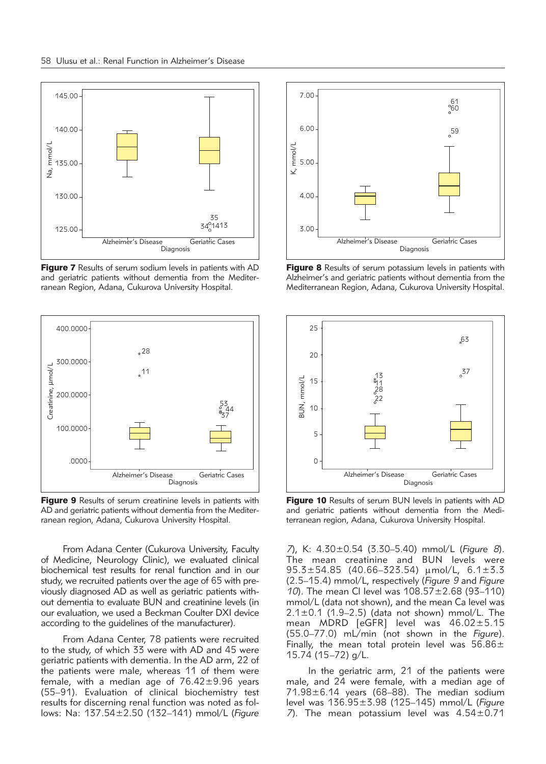**Figure 7** Results of serum sodium levels in patients with AD and geriatric patients without dementia from the Mediterranean Region, Adana, Cukurova University Hospital.

**Figure 8** Results of serum potassium levels in patients with Alzheimer's and geriatric patients without dementia from the Mediterranean Region, Adana, Cukurova University Hospital.

**Figure 9** Results of serum creatinine levels in patients with AD and geriatric patients without dementia from the Mediterranean region, Adana, Cukurova University Hospital.

**Figure 10** Results of serum BUN levels in patients with AD and geriatric patients without dementia from the Mediterranean region, Adana, Cukurova University Hospital.

From Adana Center (Cukurova University, Faculty of Medicine, Neurology Clinic), we evaluated clinical biochemical test results for renal function and in our study, we recruited patients over the age of 65 with previously diagnosed AD as well as geriatric patients without dementia to evaluate BUN and creatinine levels (in our evaluation, we used a Beckman Coulter DXI device according to the guidelines of the manufacturer).

From Adana Center, 78 patients were recruited to the study, of which 33 were with AD and 45 were geriatric patients with dementia. In the AD arm, 22 of the patients were male, whereas 11 of them were female, with a median age of 76.42±9.96 years (55–91). Evaluation of clinical biochemistry test results for discerning renal function was noted as follows: Na: 137.54±2.50 (132–141) mmol/L (*Figure 7*), K: 4.30±0.54 (3.30–5.40) mmol/L (*Figure 8*). The mean creatinine and BUN levels were 95.3±54.85 (40.66–323.54) μmol/L, 6.1±3.3 (2.5–15.4) mmol/L, respectively (*Figure 9* and *Figure 10*). The mean Cl level was 108.57±2.68 (93–110) mmol/L (data not shown), and the mean Ca level was 2.1±0.1 (1.9–2.5) (data not shown) mmol/L. The mean MDRD [eGFR] level was 46.02±5.15 (55.0–77.0) mL/min (not shown in the *Figure*). Finally, the mean total protein level was 56.86± 15.74 (15–72) g/L.

In the geriatric arm, 21 of the patients were male, and 24 were female, with a median age of 71.98±6.14 years (68–88). The median sodium level was 136.95±3.98 (125–145) mmol/L (*Figure 7*). The mean potassium level was 4.54±0.71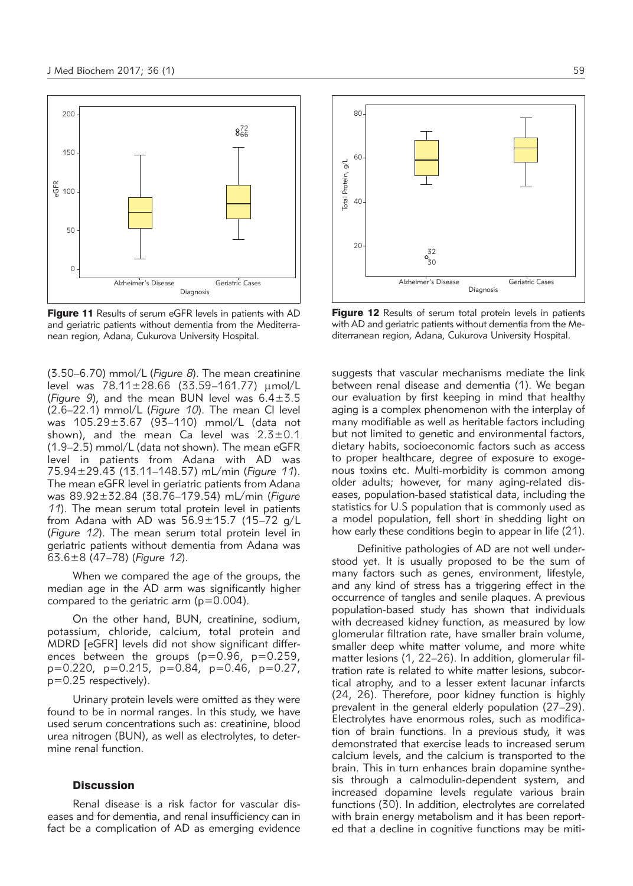Figure 11 Results of serum eGFR levels in patients with AD and geriatric patients without dementia from the Mediterranean region, Adana, Cukurova University Hospital.

Figure 12 Results of serum total protein levels in patients with AD and geriatric patients without dementia from the Mediterranean region, Adana, Cukurova University Hospital.

(3.50–6.70) mmol/L (*Figure 8*). The mean creatinine level was 78.11±28.66 (33.59–161.77) μmol/L (*Figure 9*), and the mean BUN level was 6.4±3.5 (2.6–22.1) mmol/L (*Figure 10*). The mean Cl level was 105.29±3.67 (93–110) mmol/L (data not shown), and the mean Ca level was 2.3±0.1 (1.9–2.5) mmol/L (data not shown). The mean eGFR level in patients from Adana with AD was 75.94±29.43 (13.11–148.57) mL/min (*Figure 11*). The mean eGFR level in geriatric patients from Adana was 89.92±32.84 (38.76–179.54) mL/min (*Figure 11*). The mean serum total protein level in patients from Adana with AD was 56.9±15.7 (15–72 g/L (*Figure 12*). The mean serum total protein level in geriatric patients without dementia from Adana was 63.6±8 (47–78) (*Figure 12*).

When we compared the age of the groups, the median age in the AD arm was significantly higher compared to the geriatric arm (p=0.004).

On the other hand, BUN, creatinine, sodium, potassium, chloride, calcium, total protein and MDRD [eGFR] levels did not show significant differences between the groups (p=0.96, p=0.259, p=0.220, p=0.215, p=0.84, p=0.46, p=0.27, p=0.25 respectively).

Urinary protein levels were omitted as they were found to be in normal ranges. In this study, we have used serum concentrations such as: creatinine, blood urea nitrogen (BUN), as well as electrolytes, to determine renal function.

## Discussion

Renal disease is a risk factor for vascular diseases and for dementia, and renal insufficiency can in fact be a complication of AD as emerging evidence suggests that vascular mechanisms mediate the link between renal disease and dementia (1). We began our evaluation by first keeping in mind that healthy aging is a complex phenomenon with the interplay of many modifiable as well as heritable factors including but not limited to genetic and environmental factors, dietary habits, socioeconomic factors such as access to proper healthcare, degree of exposure to exogenous toxins etc. Multi-morbidity is common among older adults; however, for many aging-related diseases, population-based statistical data, including the statistics for U.S population that is commonly used as a model population, fell short in shedding light on how early these conditions begin to appear in life (21).

Definitive pathologies of AD are not well understood yet. It is usually proposed to be the sum of many factors such as genes, environment, lifestyle, and any kind of stress has a triggering effect in the occurrence of tangles and senile plaques. A previous population-based study has shown that individuals with decreased kidney function, as measured by low glomerular filtration rate, have smaller brain volume, smaller deep white matter volume, and more white matter lesions (1, 22–26). In addition, glomerular filtration rate is related to white matter lesions, subcortical atrophy, and to a lesser extent lacunar infarcts (24, 26). Therefore, poor kidney function is highly prevalent in the general elderly population (27–29). Electrolytes have enormous roles, such as modification of brain functions. In a previous study, it was demonstrated that exercise leads to increased serum calcium levels, and the calcium is transported to the brain. This in turn enhances brain dopamine synthesis through a calmodulin-dependent system, and increased dopamine levels regulate various brain functions (30). In addition, electrolytes are correlated with brain energy metabolism and it has been reported that a decline in cognitive functions may be miti-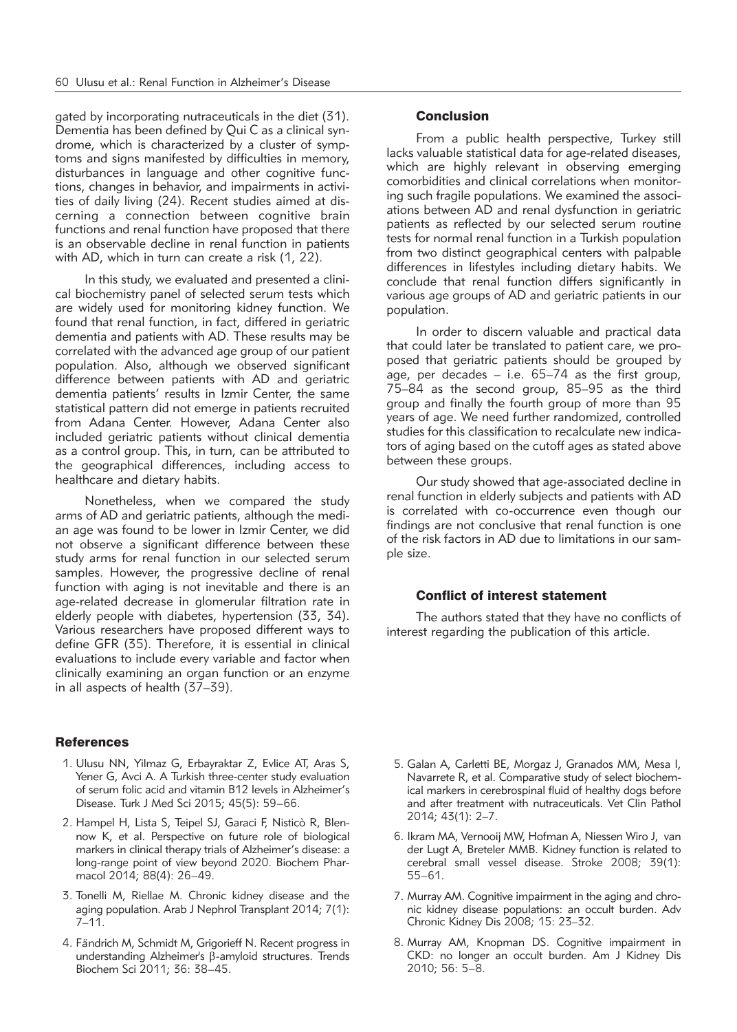gated by incorporating nutraceuticals in the diet (31). Dementia has been defined by Qui C as a clinical syndrome, which is characterized by a cluster of symptoms and signs manifested by difficulties in memory, disturbances in language and other cognitive functions, changes in behavior, and impairments in activities of daily living (24). Recent studies aimed at discerning a connection between cognitive brain functions and renal function have proposed that there is an observable decline in renal function in patients with AD, which in turn can create a risk (1, 22).

In this study, we evaluated and presented a clinical biochemistry panel of selected serum tests which are widely used for monitoring kidney function. We found that renal function, in fact, differed in geriatric dementia and patients with AD. These results may be correlated with the advanced age group of our patient population. Also, although we observed significant difference between patients with AD and geriatric dementia patients' results in Izmir Center, the same statistical pattern did not emerge in patients recruited from Adana Center. However, Adana Center also included geriatric patients without clinical dementia as a control group. This, in turn, can be attributed to the geographical differences, including access to healthcare and dietary habits.

Nonetheless, when we compared the study arms of AD and geriatric patients, although the median age was found to be lower in Izmir Center, we did not observe a significant difference between these study arms for renal function in our selected serum samples. However, the progressive decline of renal function with aging is not inevitable and there is an age-related decrease in glomerular filtration rate in elderly people with diabetes, hypertension (33, 34). Various researchers have proposed different ways to define GFR (35). Therefore, it is essential in clinical evaluations to include every variable and factor when clinically examining an organ function or an enzyme in all aspects of health (37–39).

## Conclusion

From a public health perspective, Turkey still lacks valuable statistical data for age-related diseases, which are highly relevant in observing emerging comorbidities and clinical correlations when monitoring such fragile populations. We examined the associations between AD and renal dysfunction in geriatric patients as reflected by our selected serum routine tests for normal renal function in a Turkish population from two distinct geographical centers with palpable differences in lifestyles including dietary habits. We conclude that renal function differs significantly in various age groups of AD and geriatric patients in our population.

In order to discern valuable and practical data that could later be translated to patient care, we proposed that geriatric patients should be grouped by age, per decades – i.e. 65–74 as the first group, 75–84 as the second group, 85–95 as the third group and finally the fourth group of more than 95 years of age. We need further randomized, controlled studies for this classification to recalculate new indicators of aging based on the cutoff ages as stated above between these groups.

Our study showed that age-associated decline in renal function in elderly subjects and patients with AD is correlated with co-occurrence even though our findings are not conclusive that renal function is one of the risk factors in AD due to limitations in our sample size.

## Conflict of interest statement

The authors stated that they have no conflicts of interest regarding the publication of this article.

## References

1. Ulusu NN, Yilmaz G, Erbayraktar Z, Evlice AT, Aras S, Yener G, Avci A. A Turkish three-center study evaluation of serum folic acid and vitamin B12 levels in Alzheimer's Disease. Turk J Med Sci 2015; 45(5): 59–66.
2. Hampel H, Lista S, Teipel SJ, Garaci F, Nisticò R, Blennow K, et al. Perspective on future role of biological markers in clinical therapy trials of Alzheimer's disease: a long-range point of view beyond 2020. Biochem Pharmacol 2014; 88(4): 26–49.
3. Tonelli M, Riellae M. Chronic kidney disease and the aging population. Arab J Nephrol Transplant 2014; 7(1): 7–11.
4. Fändrich M, Schmidt M, Grigorieff N. Recent progress in understanding Alzheimer's β-amyloid structures. Trends Biochem Sci 2011; 36: 38–45.
5. Galan A, Carletti BE, Morgaz J, Granados MM, Mesa I, Navarrete R, et al. Comparative study of select biochemical markers in cerebrospinal fluid of healthy dogs before and after treatment with nutraceuticals. Vet Clin Pathol 2014; 43(1): 2–7.
6. Ikram MA, Vernooij MW, Hofman A, Niessen Wiro J, van der Lugt A, Breteler MMB. Kidney function is related to cerebral small vessel disease. Stroke 2008; 39(1): 55–61.
7. Murray AM. Cognitive impairment in the aging and chronic kidney disease populations: an occult burden. Adv Chronic Kidney Dis 2008; 15: 23–32.
8. Murray AM, Knopman DS. Cognitive impairment in CKD: no longer an occult burden. Am J Kidney Dis 2010; 56: 5–8.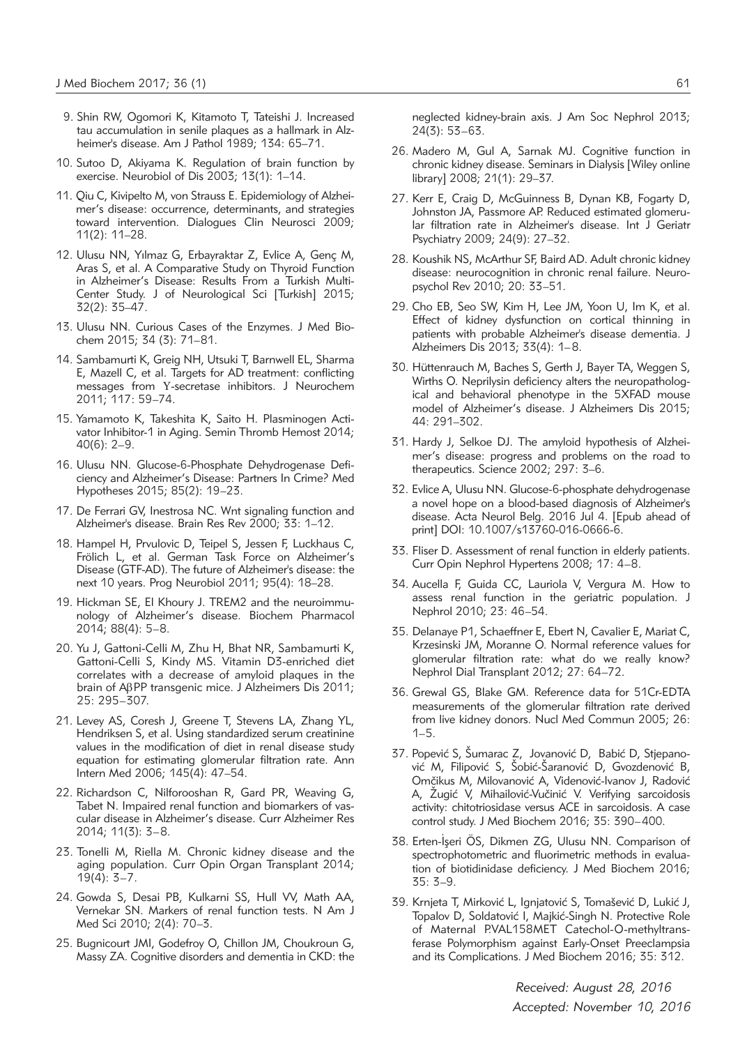9. Shin RW, Ogomori K, Kitamoto T, Tateishi J. Increased tau accumulation in senile plaques as a hallmark in Alzheimer's disease. Am J Pathol 1989; 134: 65–71.

10. Sutoo D, Akiyama K. Regulation of brain function by exercise. Neurobiol of Dis 2003; 13(1): 1–14.

11. Qiu C, Kivipelto M, von Strauss E. Epidemiology of Alzheimer's disease: occurrence, determinants, and strategies toward intervention. Dialogues Clin Neurosci 2009; 11(2): 11–28.

12. Ulusu NN, Yılmaz G, Erbayraktar Z, Evlice A, Genç M, Aras S, et al. A Comparative Study on Thyroid Function in Alzheimer's Disease: Results From a Turkish Multi-Center Study. J of Neurological Sci [Turkish] 2015; 32(2): 35–47.

13. Ulusu NN. Curious Cases of the Enzymes. J Med Biochem 2015; 34 (3): 71–81.

14. Sambamurti K, Greig NH, Utsuki T, Barnwell EL, Sharma E, Mazell C, et al. Targets for AD treatment: conflicting messages from Y-secretase inhibitors. J Neurochem 2011; 117: 59–74.

15. Yamamoto K, Takeshita K, Saito H. Plasminogen Activator Inhibitor-1 in Aging. Semin Thromb Hemost 2014; 40(6): 2–9.

16. Ulusu NN. Glucose-6-Phosphate Dehydrogenase Deficiency and Alzheimer's Disease: Partners In Crime? Med Hypotheses 2015; 85(2): 19–23.

17. De Ferrari GV, Inestrosa NC. Wnt signaling function and Alzheimer's disease. Brain Res Rev 2000; 33: 1–12.

18. Hampel H, Prvulovic D, Teipel S, Jessen F, Luckhaus C, Frölich L, et al. German Task Force on Alzheimer's Disease (GTF-AD). The future of Alzheimer's disease: the next 10 years. Prog Neurobiol 2011; 95(4): 18–28.

19. Hickman SE, El Khoury J. TREM2 and the neuroimmunology of Alzheimer's disease. Biochem Pharmacol 2014; 88(4): 5–8.

20. Yu J, Gattoni-Celli M, Zhu H, Bhat NR, Sambamurti K, Gattoni-Celli S, Kindy MS. Vitamin D3-enriched diet correlates with a decrease of amyloid plaques in the brain of AβPP transgenic mice. J Alzheimers Dis 2011; 25: 295–307.

21. Levey AS, Coresh J, Greene T, Stevens LA, Zhang YL, Hendriksen S, et al. Using standardized serum creatinine values in the modification of diet in renal disease study equation for estimating glomerular filtration rate. Ann Intern Med 2006; 145(4): 47–54.

22. Richardson C, Nilforooshan R, Gard PR, Weaving G, Tabet N. Impaired renal function and biomarkers of vascular disease in Alzheimer's disease. Curr Alzheimer Res 2014; 11(3): 3–8.

23. Tonelli M, Riella M. Chronic kidney disease and the aging population. Curr Opin Organ Transplant 2014; 19(4): 3–7.

24. Gowda S, Desai PB, Kulkarni SS, Hull VV, Math AA, Vernekar SN. Markers of renal function tests. N Am J Med Sci 2010; 2(4): 70–3.

25. Bugnicourt JMI, Godefroy O, Chillon JM, Choukroun G, Massy ZA. Cognitive disorders and dementia in CKD: the neglected kidney-brain axis. J Am Soc Nephrol 2013; 24(3): 53–63.

26. Madero M, Gul A, Sarnak MJ. Cognitive function in chronic kidney disease. Seminars in Dialysis [Wiley online library] 2008; 21(1): 29–37.

27. Kerr E, Craig D, McGuinness B, Dynan KB, Fogarty D, Johnston JA, Passmore AP. Reduced estimated glomerular filtration rate in Alzheimer's disease. Int J Geriatr Psychiatry 2009; 24(9): 27–32.

28. Koushik NS, McArthur SF, Baird AD. Adult chronic kidney disease: neurocognition in chronic renal failure. Neuropsychol Rev 2010; 20: 33–51.

29. Cho EB, Seo SW, Kim H, Lee JM, Yoon U, Im K, et al. Effect of kidney dysfunction on cortical thinning in patients with probable Alzheimer's disease dementia. J Alzheimers Dis 2013; 33(4): 1–8.

30. Hüttenrauch M, Baches S, Gerth J, Bayer TA, Weggen S, Wirths O. Neprilysin deficiency alters the neuropathological and behavioral phenotype in the 5XFAD mouse model of Alzheimer's disease. J Alzheimers Dis 2015; 44: 291–302.

31. Hardy J, Selkoe DJ. The amyloid hypothesis of Alzheimer's disease: progress and problems on the road to therapeutics. Science 2002; 297: 3–6.

32. Evlice A, Ulusu NN. Glucose-6-phosphate dehydrogenase a novel hope on a blood-based diagnosis of Alzheimer's disease. Acta Neurol Belg. 2016 Jul 4. [Epub ahead of print] DOI: 10.1007/s13760-016-0666-6.

33. Fliser D. Assessment of renal function in elderly patients. Curr Opin Nephrol Hypertens 2008; 17: 4–8.

34. Aucella F, Guida CC, Lauriola V, Vergura M. How to assess renal function in the geriatric population. J Nephrol 2010; 23: 46–54.

35. Delanaye P1, Schaeffner E, Ebert N, Cavalier E, Mariat C, Krzesinski JM, Moranne O. Normal reference values for glomerular filtration rate: what do we really know? Nephrol Dial Transplant 2012; 27: 64–72.

36. Grewal GS, Blake GM. Reference data for 51Cr-EDTA measurements of the glomerular filtration rate derived from live kidney donors. Nucl Med Commun 2005; 26: 1–5.

37. Popević S, Šumarac Z, Jovanović D, Babić D, Stjepanović M, Filipović S, Šobić-Šaranović D, Gvozdenović B, Omčikus M, Milovanović A, Videnović-Ivanov J, Radović A, Žugić V, Mihailović-Vučinić V. Verifying sarcoidosis activity: chitotriosidase versus ACE in sarcoidosis. A case control study. J Med Biochem 2016; 35: 390–400.

38. Erten-İşeri ÖS, Dikmen ZG, Ulusu NN. Comparison of spectrophotometric and fluorimetric methods in evaluation of biotidinidase deficiency. J Med Biochem 2016; 35: 3–9.

39. Krnjeta T, Mirković L, Ignjatović S, Tomašević D, Lukić J, Topalov D, Soldatović I, Majkić-Singh N. Protective Role of Maternal P.VAL158MET Catechol-O-methyltransferase Polymorphism against Early-Onset Preeclampsia and its Complications. J Med Biochem 2016; 35: 312.

*Received: August 28, 2016*
*Accepted: November 10, 2016*